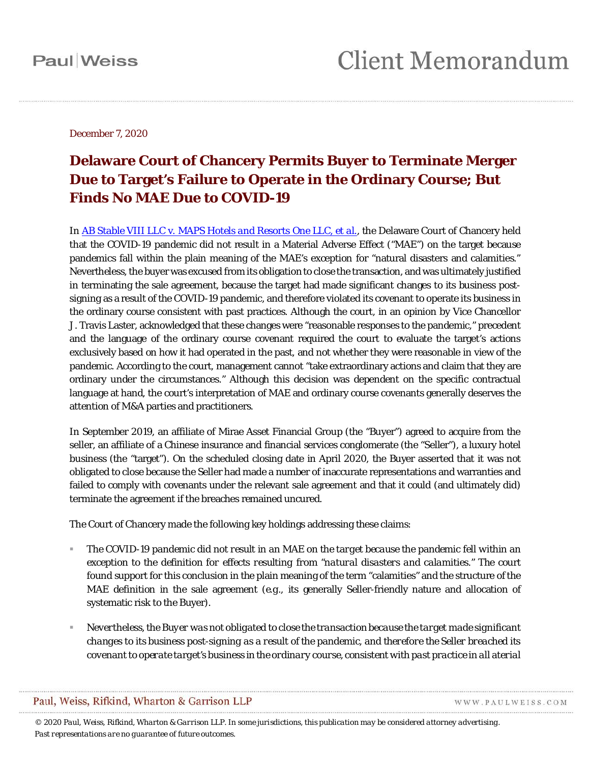Paul|Weiss

# Client Memorandum

December 7, 2020

## Delaware Court of Chancery Permits Buyer to Terminate Merger Due to Target's Failure to Operate in the Ordinary Course; But Finds No MAE Due to COVID-19

In [AB Stable VIII LLC v. MAPS Hotels and Resorts One LLC, et al.](), the Delaware Court of Chancery held that the COVID-19 pandemic did not result in a Material Adverse Effect ("MAE") on the target because pandemics fall within the plain meaning of the MAE's exception for "natural disasters and calamities." Nevertheless, the buyer was excused from its obligation to close the transaction, and was ultimately justified in terminating the sale agreement, because the target had made significant changes to its business post-signing as a result of the COVID-19 pandemic, and therefore violated its covenant to operate its business in the ordinary course consistent with past practices. Although the court, in an opinion by Vice Chancellor J. Travis Laster, acknowledged that these changes were "reasonable responses to the pandemic," precedent and the language of the ordinary course covenant required the court to evaluate the target's actions exclusively based on how it had operated in the past, and not whether they were reasonable in view of the pandemic. According to the court, management cannot "take extraordinary actions and claim that they are ordinary under the circumstances." Although this decision was dependent on the specific contractual language at hand, the court's interpretation of MAE and ordinary course covenants generally deserves the attention of M&A parties and practitioners.

In September 2019, an affiliate of Mirae Asset Financial Group (the "Buyer") agreed to acquire from the seller, an affiliate of a Chinese insurance and financial services conglomerate (the "Seller"), a luxury hotel business (the "target"). On the scheduled closing date in April 2020, the Buyer asserted that it was not obligated to close because the Seller had made a number of inaccurate representations and warranties and failed to comply with covenants under the relevant sale agreement and that it could (and ultimately did) terminate the agreement if the breaches remained uncured.

The Court of Chancery made the following key holdings addressing these claims:

- The COVID-19 pandemic did not result in an MAE on the target because the pandemic fell within an exception to the definition for effects resulting from "natural disasters and calamities." The court found support for this conclusion in the plain meaning of the term "calamities" and the structure of the MAE definition in the sale agreement (e.g., its generally Seller-friendly nature and allocation of systematic risk to the Buyer).
- Nevertheless, the Buyer was not obligated to close the transaction because the target made significant changes to its business post-signing as a result of the pandemic, and therefore the Seller breached its covenant to operate target's business in the ordinary course, consistent with past practice in all aterial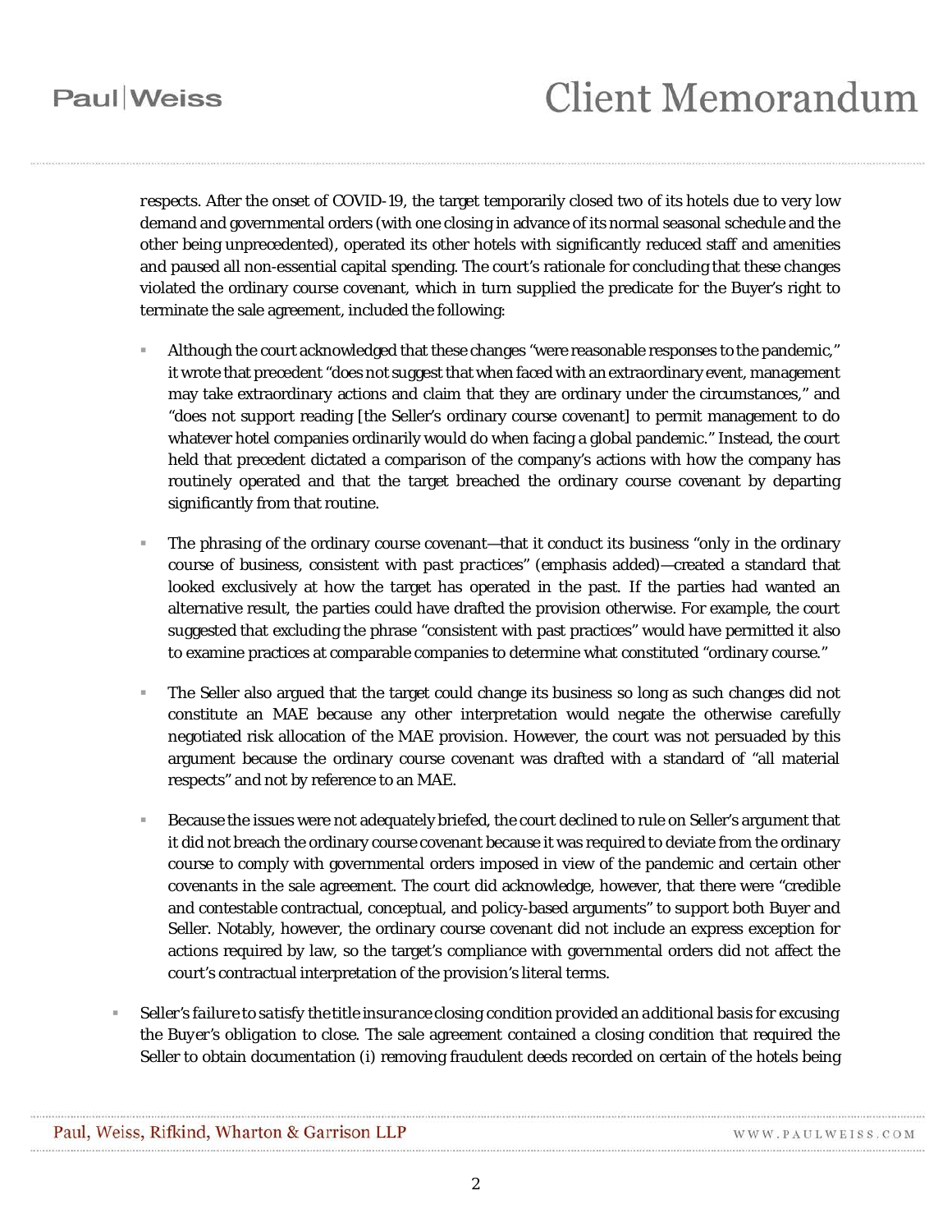respects. After the onset of COVID-19, the target temporarily closed two of its hotels due to very low demand and governmental orders (with one closing in advance of its normal seasonal schedule and the other being unprecedented), operated its other hotels with significantly reduced staff and amenities and paused all non-essential capital spending. The court's rationale for concluding that these changes violated the ordinary course covenant, which in turn supplied the predicate for the Buyer's right to terminate the sale agreement, included the following:

- Although the court acknowledged that these changes "were reasonable responses to the pandemic," it wrote that precedent "does not suggest that when faced with an extraordinary event, management may take extraordinary actions and claim that they are ordinary under the circumstances," and "does not support reading [the Seller's ordinary course covenant] to permit management to do whatever hotel companies ordinarily would do when facing a global pandemic." Instead, the court held that precedent dictated a comparison of the company's actions with how the company has routinely operated and that the target breached the ordinary course covenant by departing significantly from that routine.

- The phrasing of the ordinary course covenant—that it conduct its business "only in the ordinary course of business, consistent with *past practices*" (emphasis added)—created a standard that looked exclusively at how the target has operated in the past. If the parties had wanted an alternative result, the parties could have drafted the provision otherwise. For example, the court suggested that excluding the phrase "consistent with past practices" would have permitted it also to examine practices at comparable companies to determine what constituted "ordinary course."

- The Seller also argued that the target could change its business so long as such changes did not constitute an MAE because any other interpretation would negate the otherwise carefully negotiated risk allocation of the MAE provision. However, the court was not persuaded by this argument because the ordinary course covenant was drafted with a standard of "all material respects" and not by reference to an MAE.

- Because the issues were not adequately briefed, the court declined to rule on Seller's argument that it did not breach the ordinary course covenant because it was required to deviate from the ordinary course to comply with governmental orders imposed in view of the pandemic and certain other covenants in the sale agreement. The court did acknowledge, however, that there were "credible and contestable contractual, conceptual, and policy-based arguments" to support both Buyer and Seller. Notably, however, the ordinary course covenant did not include an express exception for actions required by law, so the target's compliance with governmental orders did not affect the court's contractual interpretation of the provision's literal terms.

- *Seller's failure to satisfy the title insurance closing condition provided an additional basis for excusing the Buyer's obligation to close.* The sale agreement contained a closing condition that required the Seller to obtain documentation (i) removing fraudulent deeds recorded on certain of the hotels being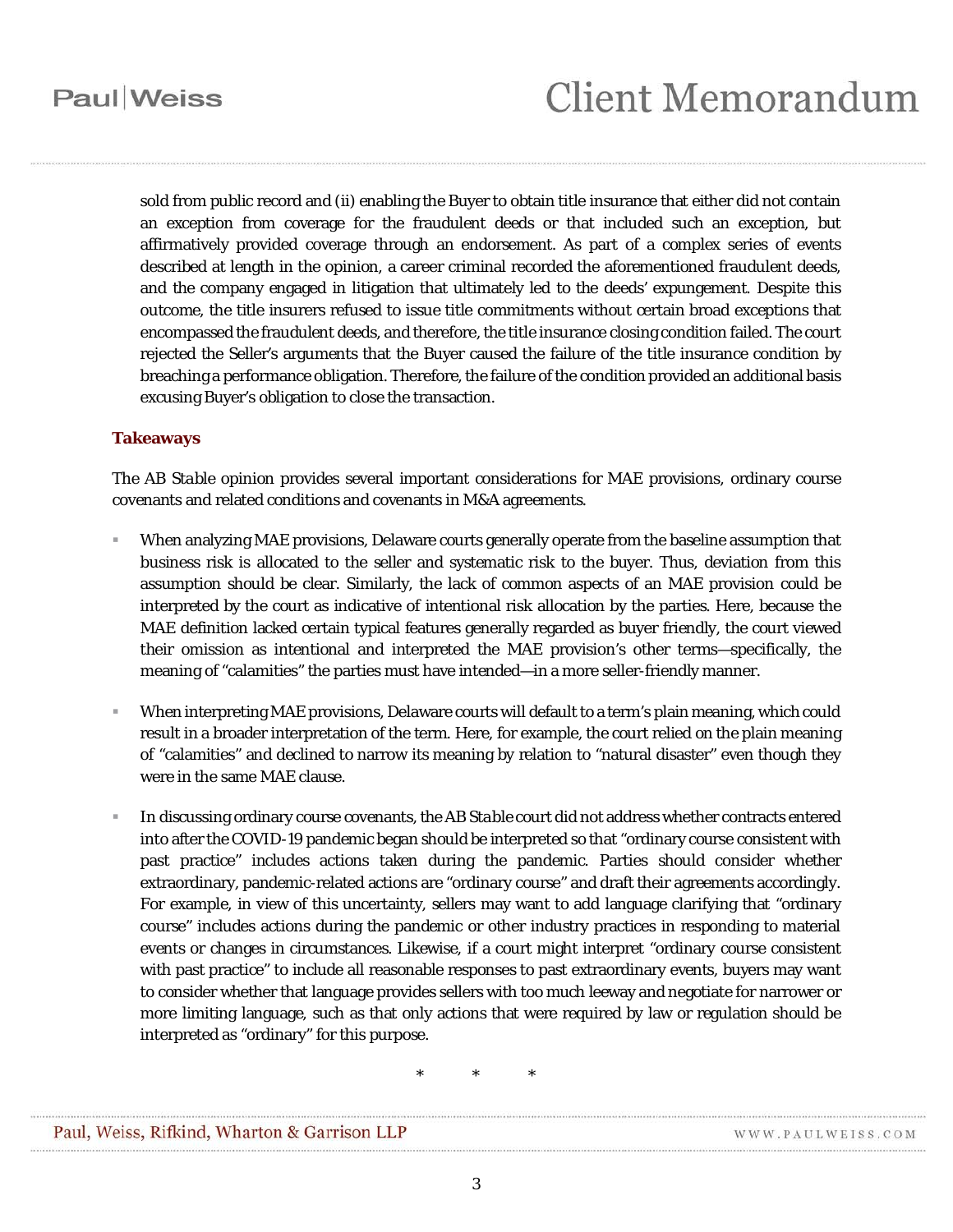sold from public record and (ii) enabling the Buyer to obtain title insurance that either did not contain an exception from coverage for the fraudulent deeds or that included such an exception, but affirmatively provided coverage through an endorsement. As part of a complex series of events described at length in the opinion, a career criminal recorded the aforementioned fraudulent deeds, and the company engaged in litigation that ultimately led to the deeds' expungement. Despite this outcome, the title insurers refused to issue title commitments without certain broad exceptions that encompassed the fraudulent deeds, and therefore, the title insurance closing condition failed. The court rejected the Seller's arguments that the Buyer caused the failure of the title insurance condition by breaching a performance obligation. Therefore, the failure of the condition provided an additional basis excusing Buyer's obligation to close the transaction.

## Takeaways

The *AB Stable* opinion provides several important considerations for MAE provisions, ordinary course covenants and related conditions and covenants in M&A agreements.

- When analyzing MAE provisions, Delaware courts generally operate from the baseline assumption that business risk is allocated to the seller and systematic risk to the buyer. Thus, deviation from this assumption should be clear. Similarly, the lack of common aspects of an MAE provision could be interpreted by the court as indicative of intentional risk allocation by the parties. Here, because the MAE definition lacked certain typical features generally regarded as buyer friendly, the court viewed their omission as intentional and interpreted the MAE provision's other terms—specifically, the meaning of "calamities" the parties must have intended—in a more seller-friendly manner.
- When interpreting MAE provisions, Delaware courts will default to a term's plain meaning, which could result in a broader interpretation of the term. Here, for example, the court relied on the plain meaning of "calamities" and declined to narrow its meaning by relation to "natural disaster" even though they were in the same MAE clause.
- In discussing ordinary course covenants, the *AB Stable* court did not address whether contracts entered into after the COVID-19 pandemic began should be interpreted so that "ordinary course consistent with past practice" includes actions taken during the pandemic. Parties should consider whether extraordinary, pandemic-related actions are "ordinary course" and draft their agreements accordingly. For example, in view of this uncertainty, sellers may want to add language clarifying that "ordinary course" includes actions during the pandemic or other industry practices in responding to material events or changes in circumstances. Likewise, if a court might interpret "ordinary course consistent with past practice" to include all reasonable responses to past extraordinary events, buyers may want to consider whether that language provides sellers with too much leeway and negotiate for narrower or more limiting language, such as that only actions that were required by law or regulation should be interpreted as "ordinary" for this purpose.

\* \* \*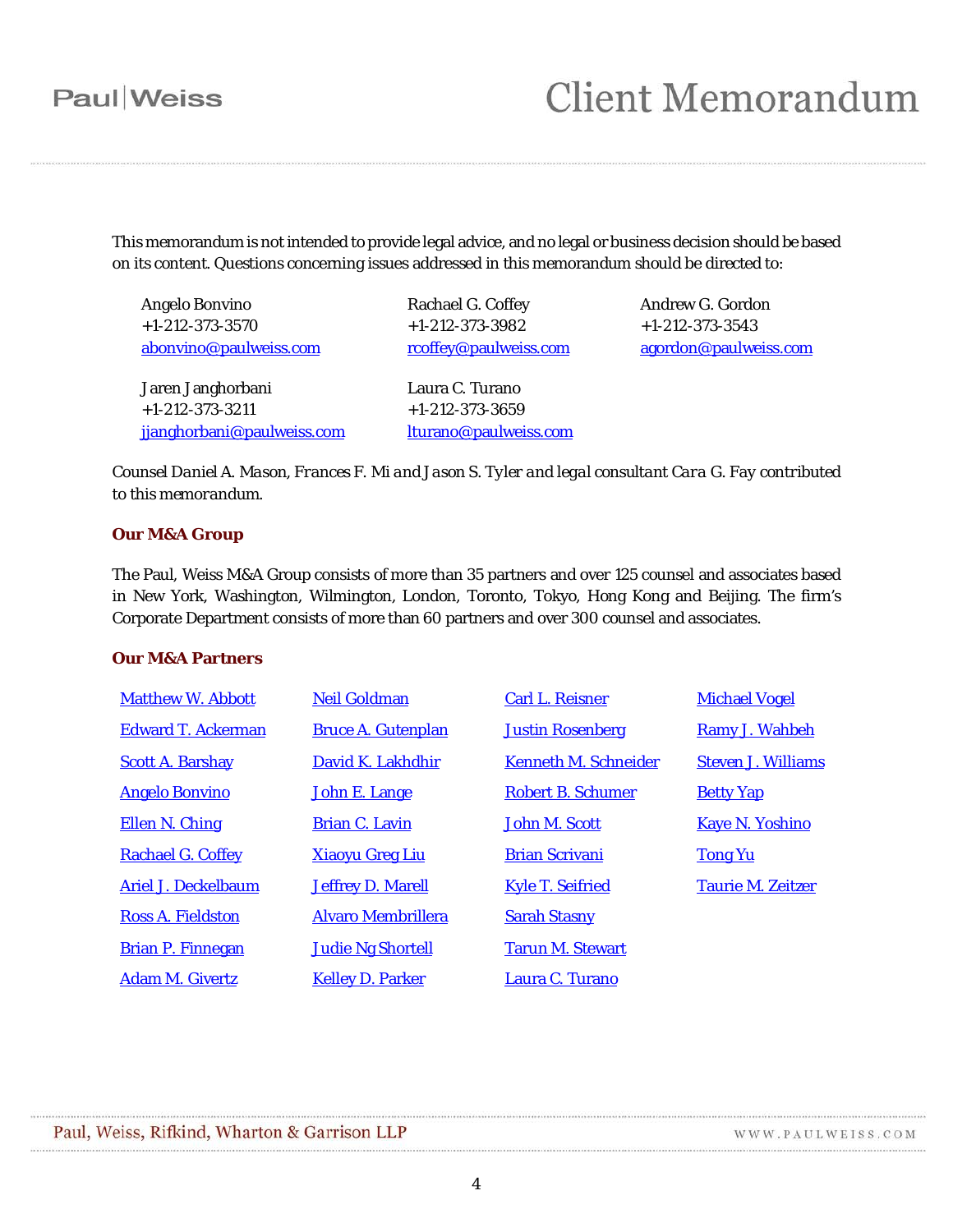This memorandum is not intended to provide legal advice, and no legal or business decision should be based on its content. Questions concerning issues addressed in this memorandum should be directed to:

| | | |
|---|---|---|
| Angelo Bonvino<br>+1-212-373-3570<br>abonvino@paulweiss.com | Rachael G. Coffey<br>+1-212-373-3982<br>rcoffey@paulweiss.com | Andrew G. Gordon<br>+1-212-373-3543<br>agordon@paulweiss.com |
| Jaren Janghorbani<br>+1-212-373-3211<br>jjanghorbani@paulweiss.com | Laura C. Turano<br>+1-212-373-3659<br>lturano@paulweiss.com | |

*Counsel Daniel A. Mason, Frances F. Mi and Jason S. Tyler and legal consultant Cara G. Fay contributed to this memorandum.*

### Our M&A Group

The Paul, Weiss M&A Group consists of more than 35 partners and over 125 counsel and associates based in New York, Washington, Wilmington, London, Toronto, Tokyo, Hong Kong and Beijing. The firm's Corporate Department consists of more than 60 partners and over 300 counsel and associates.

### Our M&A Partners

| | | | |
|---|---|---|---|
| Matthew W. Abbott | Neil Goldman | Carl L. Reisner | Michael Vogel |
| Edward T. Ackerman | Bruce A. Gutenplan | Justin Rosenberg | Ramy J. Wahbeh |
| Scott A. Barshay | David K. Lakhdhir | Kenneth M. Schneider | Steven J. Williams |
| Angelo Bonvino | John E. Lange | Robert B. Schumer | Betty Yap |
| Ellen N. Ching | Brian C. Lavin | John M. Scott | Kaye N. Yoshino |
| Rachael G. Coffey | Xiaoyu Greg Liu | Brian Scrivani | Tong Yu |
| Ariel J. Deckelbaum | Jeffrey D. Marell | Kyle T. Seifried | Taurie M. Zeitzer |
| Ross A. Fieldston | Alvaro Membrillera | Sarah Stasny | |
| Brian P. Finnegan | Judie Ng Shortell | Tarun M. Stewart | |
| Adam M. Givertz | Kelley D. Parker | Laura C. Turano | |